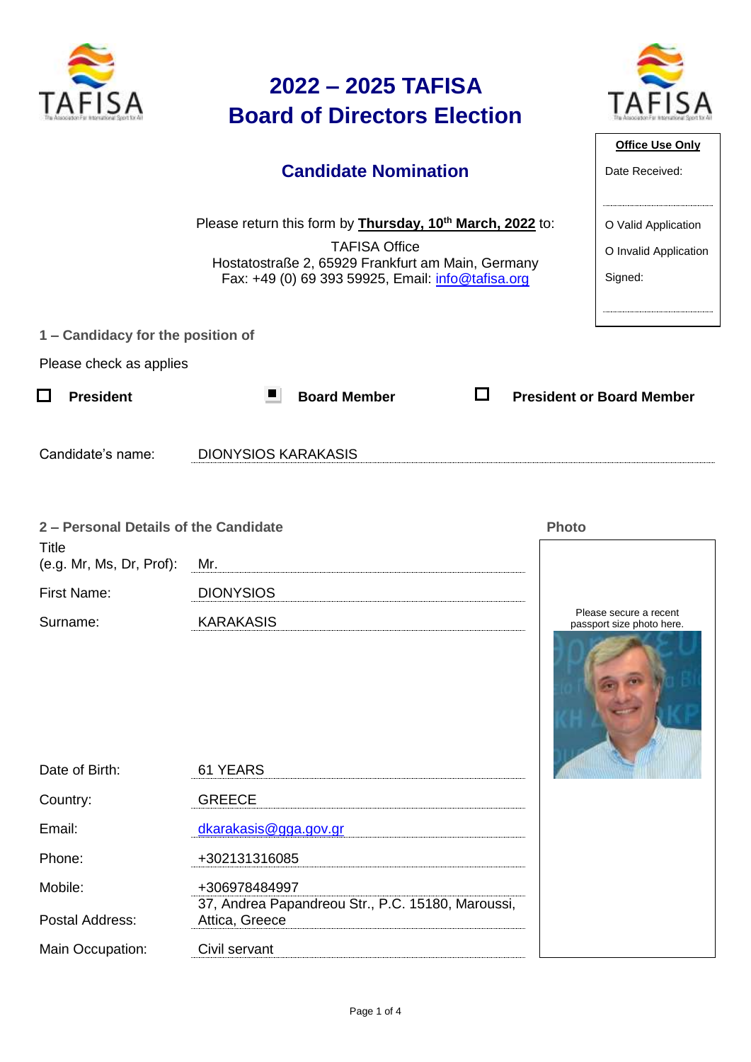# 2022 – 2025 TAFISA Board of Directors Election

## Candidate Nomination

Please return this form by **Thursday, 10th March, 2022** to:

TAFISA Office
Hostatostraße 2, 65929 Frankfurt am Main, Germany
Fax: +49 (0) 69 393 59925, Email: info@tafisa.org

**Office Use Only**

Date Received:

O Valid Application

O Invalid Application

Signed:

### 1 – Candidacy for the position of

Please check as applies

☐ **President** ■ **Board Member** ☐ **President or Board Member**

Candidate's name: DIONYSIOS KARAKASIS

### 2 – Personal Details of the Candidate

| Field | Value |
|---|---|
| Title (e.g. Mr, Ms, Dr, Prof): | Mr. |
| First Name: | DIONYSIOS |
| Surname: | KARAKASIS |
| Date of Birth: | 61 YEARS |
| Country: | GREECE |
| Email: | dkarakasis@gga.gov.gr |
| Phone: | +302131316085 |
| Mobile: | +306978484997 |
| Postal Address: | 37, Andrea Papandreou Str., P.C. 15180, Maroussi, Attica, Greece |
| Main Occupation: | Civil servant |

**Photo**

Please secure a recent passport size photo here.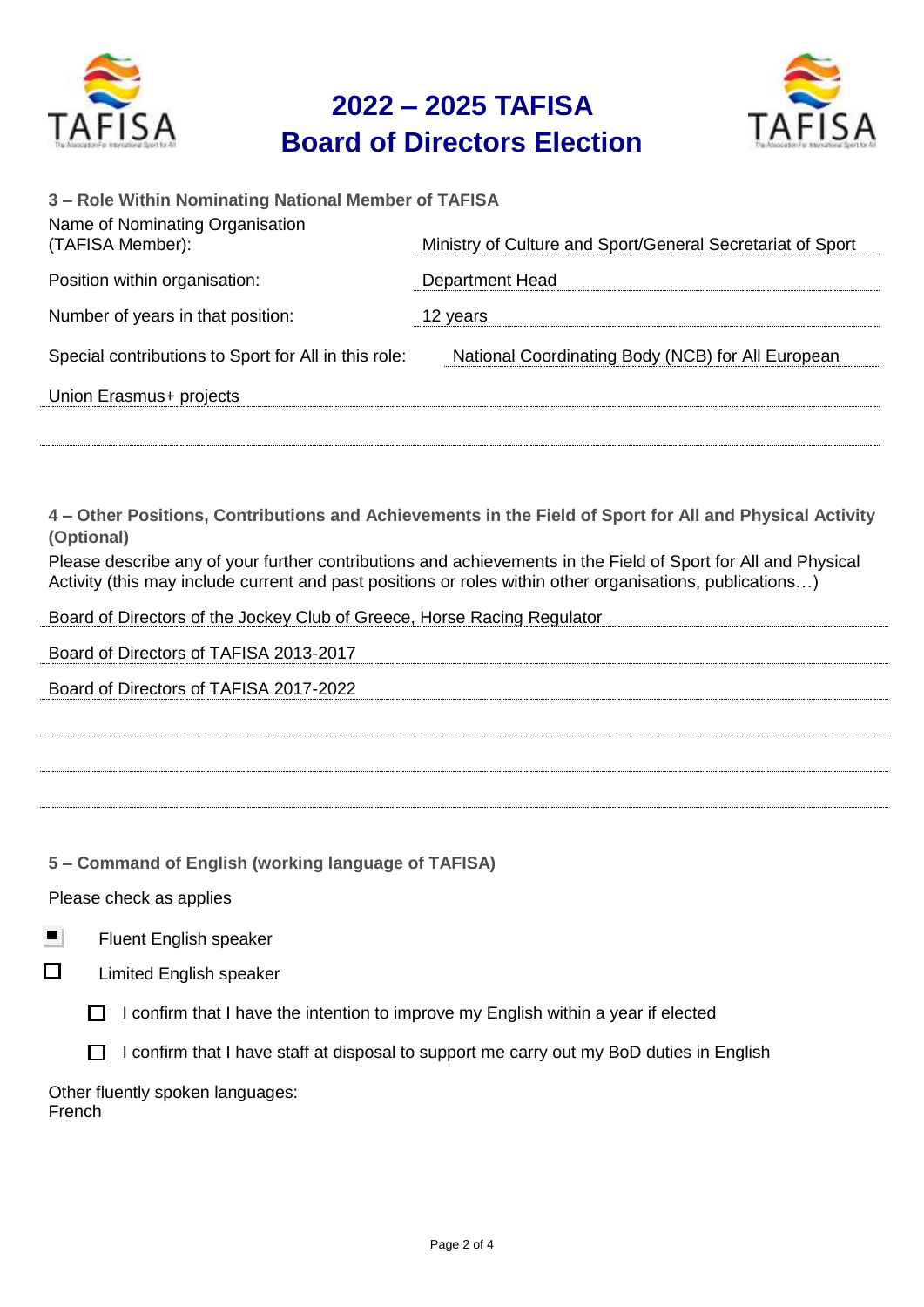# 2022 – 2025 TAFISA Board of Directors Election

**3 – Role Within Nominating National Member of TAFISA**

Name of Nominating Organisation (TAFISA Member): Ministry of Culture and Sport/General Secretariat of Sport

Position within organisation: Department Head

Number of years in that position: 12 years

Special contributions to Sport for All in this role: National Coordinating Body (NCB) for All European Union Erasmus+ projects

**4 – Other Positions, Contributions and Achievements in the Field of Sport for All and Physical Activity (Optional)**

Please describe any of your further contributions and achievements in the Field of Sport for All and Physical Activity (this may include current and past positions or roles within other organisations, publications…)

Board of Directors of the Jockey Club of Greece, Horse Racing Regulator

Board of Directors of TAFISA 2013-2017

Board of Directors of TAFISA 2017-2022

**5 – Command of English (working language of TAFISA)**

Please check as applies

- [x] Fluent English speaker
- [ ] Limited English speaker
  - [ ] I confirm that I have the intention to improve my English within a year if elected
  - [ ] I confirm that I have staff at disposal to support me carry out my BoD duties in English

Other fluently spoken languages:
French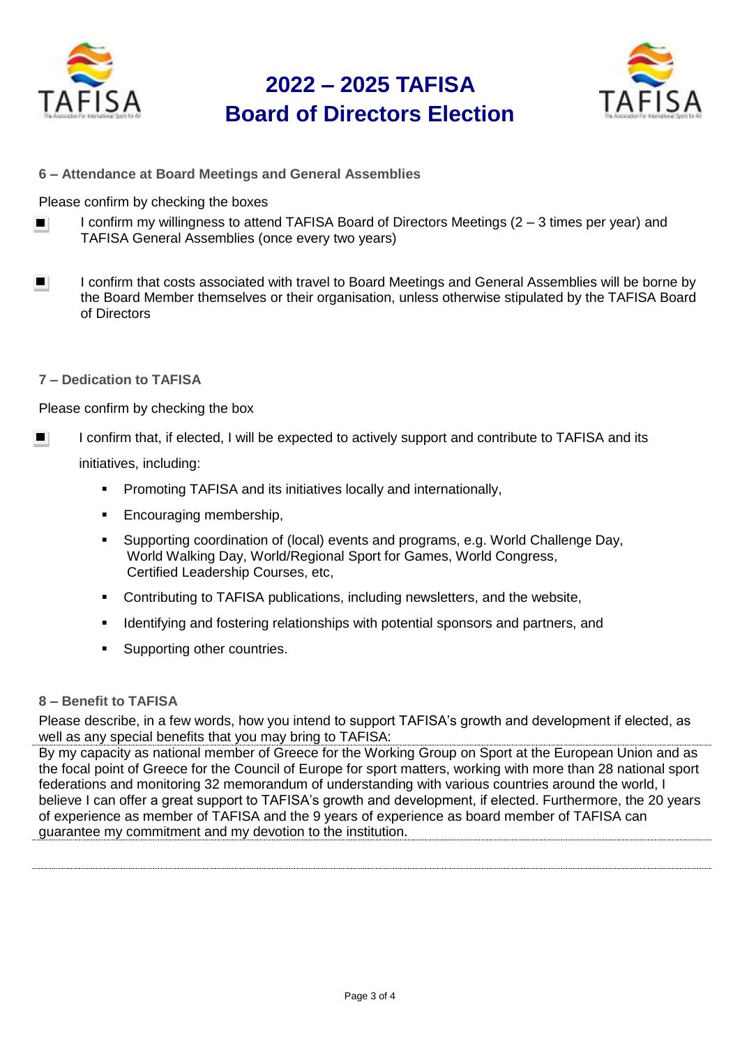# 2022 – 2025 TAFISA Board of Directors Election

### 6 – Attendance at Board Meetings and General Assemblies

Please confirm by checking the boxes

- [x] I confirm my willingness to attend TAFISA Board of Directors Meetings (2 – 3 times per year) and TAFISA General Assemblies (once every two years)

- [x] I confirm that costs associated with travel to Board Meetings and General Assemblies will be borne by the Board Member themselves or their organisation, unless otherwise stipulated by the TAFISA Board of Directors

### 7 – Dedication to TAFISA

Please confirm by checking the box

- [x] I confirm that, if elected, I will be expected to actively support and contribute to TAFISA and its initiatives, including:
  - Promoting TAFISA and its initiatives locally and internationally,
  - Encouraging membership,
  - Supporting coordination of (local) events and programs, e.g. World Challenge Day, World Walking Day, World/Regional Sport for Games, World Congress, Certified Leadership Courses, etc,
  - Contributing to TAFISA publications, including newsletters, and the website,
  - Identifying and fostering relationships with potential sponsors and partners, and
  - Supporting other countries.

### 8 – Benefit to TAFISA

Please describe, in a few words, how you intend to support TAFISA's growth and development if elected, as well as any special benefits that you may bring to TAFISA:

By my capacity as national member of Greece for the Working Group on Sport at the European Union and as the focal point of Greece for the Council of Europe for sport matters, working with more than 28 national sport federations and monitoring 32 memorandum of understanding with various countries around the world, I believe I can offer a great support to TAFISA's growth and development, if elected. Furthermore, the 20 years of experience as member of TAFISA and the 9 years of experience as board member of TAFISA can guarantee my commitment and my devotion to the institution.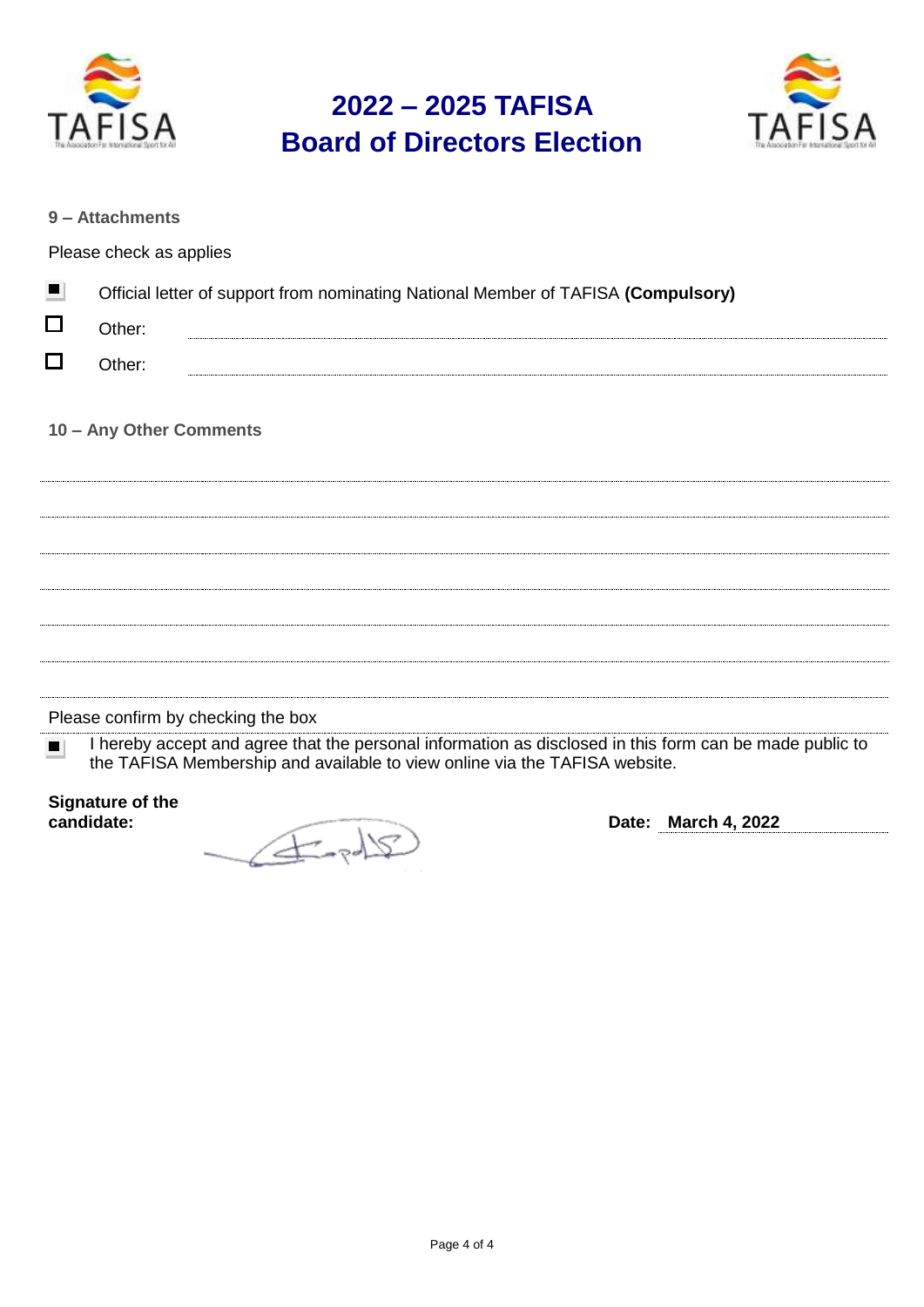# 2022 – 2025 TAFISA Board of Directors Election

**9 – Attachments**

Please check as applies

- [x] Official letter of support from nominating National Member of TAFISA **(Compulsory)**
- [ ] Other:
- [ ] Other:

**10 – Any Other Comments**

Please confirm by checking the box

- [x] I hereby accept and agree that the personal information as disclosed in this form can be made public to the TAFISA Membership and available to view online via the TAFISA website.

**Signature of the candidate:**

**Date:** **March 4, 2022**